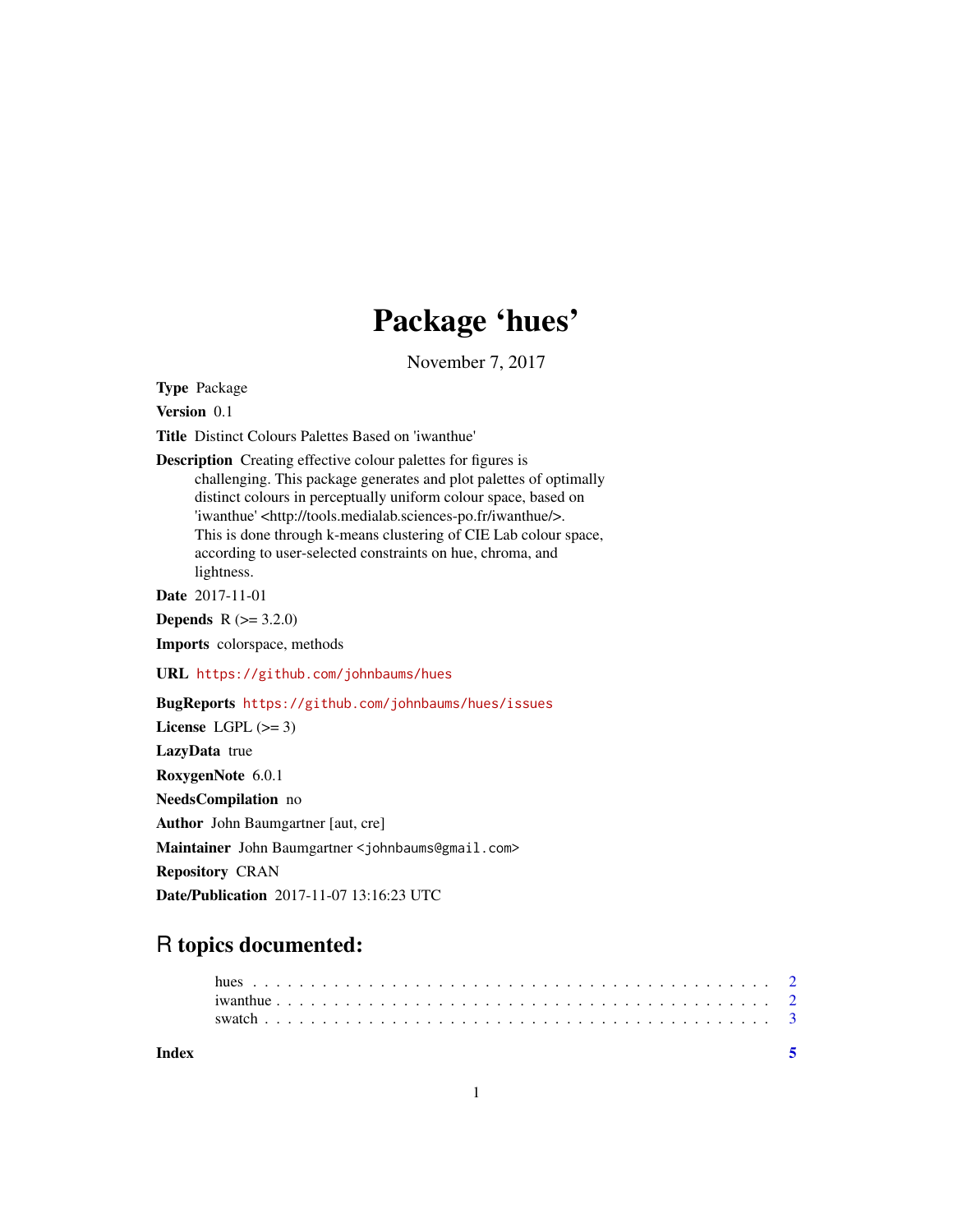# Package 'hues'

November 7, 2017

**Type** Package

**Version** 0.1

**Title** Distinct Colours Palettes Based on 'iwanthue'

**Description** Creating effective colour palettes for figures is challenging. This package generates and plot palettes of optimally distinct colours in perceptually uniform colour space, based on 'iwanthue' <http://tools.medialab.sciences-po.fr/iwanthue/>. This is done through k-means clustering of CIE Lab colour space, according to user-selected constraints on hue, chroma, and lightness.

**Date** 2017-11-01

**Depends** R (>= 3.2.0)

**Imports** colorspace, methods

**URL** https://github.com/johnbaums/hues

**BugReports** https://github.com/johnbaums/hues/issues

**License** LGPL (>= 3)

**LazyData** true

**RoxygenNote** 6.0.1

**NeedsCompilation** no

**Author** John Baumgartner [aut, cre]

**Maintainer** John Baumgartner <johnbaums@gmail.com>

**Repository** CRAN

**Date/Publication** 2017-11-07 13:16:23 UTC

## R topics documented:

hues . . . . . . . . . . . . . . . . . . . . . . . . . . . . . . . . . . . . . . . . . . 2
iwanthue . . . . . . . . . . . . . . . . . . . . . . . . . . . . . . . . . . . . . . . . 2
swatch . . . . . . . . . . . . . . . . . . . . . . . . . . . . . . . . . . . . . . . . . 3

**Index** **5**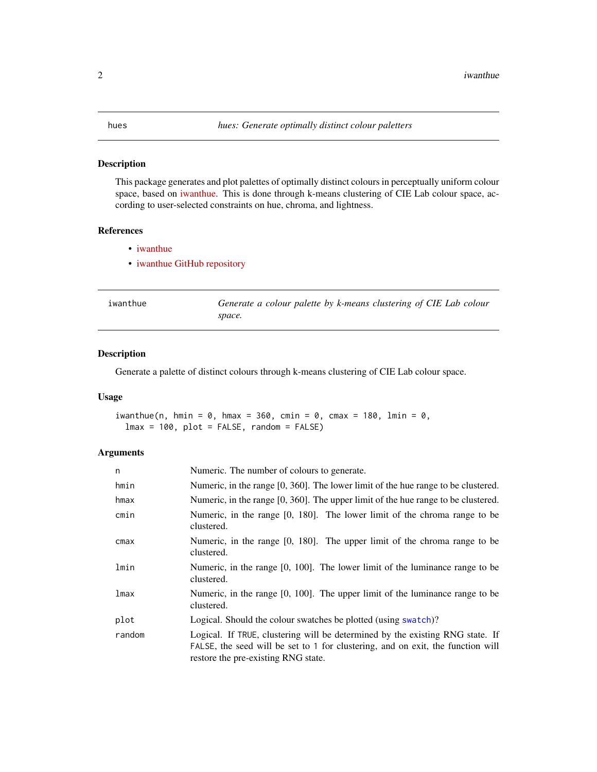## hues — *hues: Generate optimally distinct colour paletters*

### Description

This package generates and plot palettes of optimally distinct colours in perceptually uniform colour space, based on iwanthue. This is done through k-means clustering of CIE Lab colour space, according to user-selected constraints on hue, chroma, and lightness.

### References

- iwanthue
- iwanthue GitHub repository

## iwanthue — *Generate a colour palette by k-means clustering of CIE Lab colour space.*

### Description

Generate a palette of distinct colours through k-means clustering of CIE Lab colour space.

### Usage

```
iwanthue(n, hmin = 0, hmax = 360, cmin = 0, cmax = 180, lmin = 0,
  lmax = 100, plot = FALSE, random = FALSE)
```

### Arguments

| Argument | Description |
| --- | --- |
| n | Numeric. The number of colours to generate. |
| hmin | Numeric, in the range [0, 360]. The lower limit of the hue range to be clustered. |
| hmax | Numeric, in the range [0, 360]. The upper limit of the hue range to be clustered. |
| cmin | Numeric, in the range [0, 180]. The lower limit of the chroma range to be clustered. |
| cmax | Numeric, in the range [0, 180]. The upper limit of the chroma range to be clustered. |
| lmin | Numeric, in the range [0, 100]. The lower limit of the luminance range to be clustered. |
| lmax | Numeric, in the range [0, 100]. The upper limit of the luminance range to be clustered. |
| plot | Logical. Should the colour swatches be plotted (using `swatch`)? |
| random | Logical. If `TRUE`, clustering will be determined by the existing RNG state. If `FALSE`, the seed will be set to `1` for clustering, and on exit, the function will restore the pre-existing RNG state. |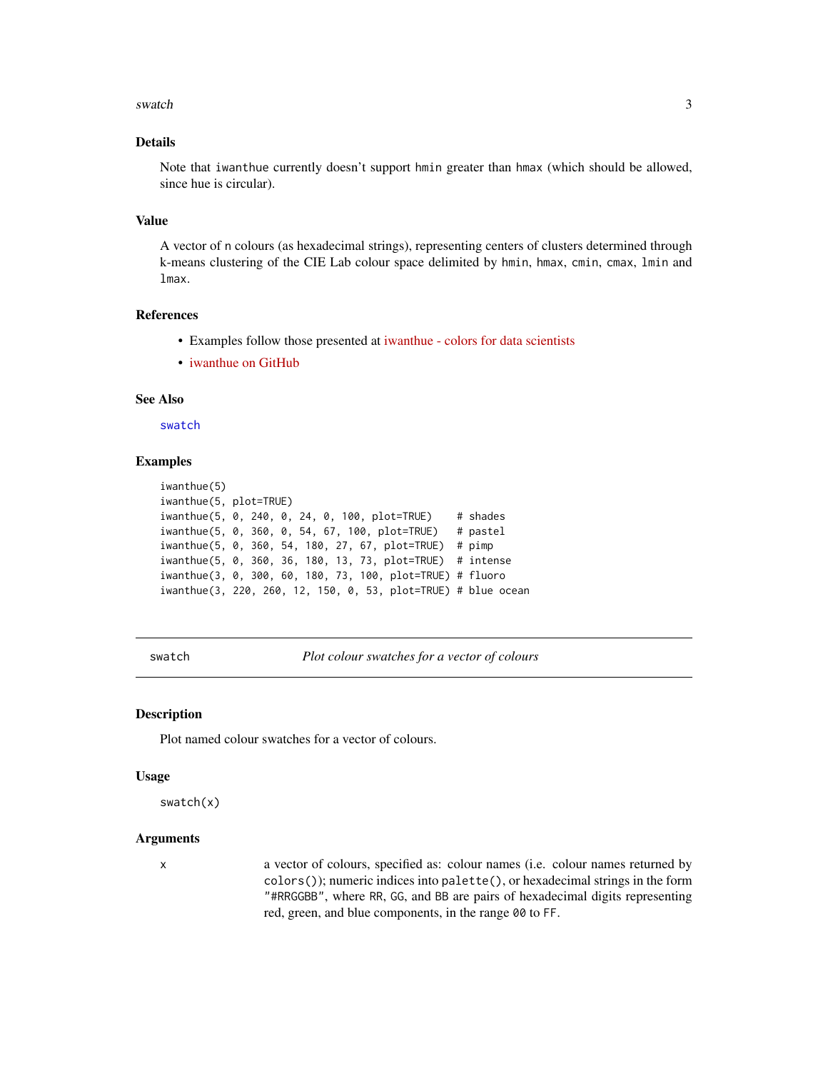### Details

Note that `iwanthue` currently doesn't support `hmin` greater than `hmax` (which should be allowed, since hue is circular).

### Value

A vector of `n` colours (as hexadecimal strings), representing centers of clusters determined through k-means clustering of the CIE Lab colour space delimited by `hmin`, `hmax`, `cmin`, `cmax`, `lmin` and `lmax`.

### References

- Examples follow those presented at iwanthue - colors for data scientists
- iwanthue on GitHub

### See Also

`swatch`

### Examples

```
iwanthue(5)
iwanthue(5, plot=TRUE)
iwanthue(5, 0, 240, 0, 24, 0, 100, plot=TRUE)    # shades
iwanthue(5, 0, 360, 0, 54, 67, 100, plot=TRUE)   # pastel
iwanthue(5, 0, 360, 54, 180, 27, 67, plot=TRUE)  # pimp
iwanthue(5, 0, 360, 36, 180, 13, 73, plot=TRUE)  # intense
iwanthue(3, 0, 300, 60, 180, 73, 100, plot=TRUE) # fluoro
iwanthue(3, 220, 260, 12, 150, 0, 53, plot=TRUE) # blue ocean
```

---

## swatch — *Plot colour swatches for a vector of colours*

---

### Description

Plot named colour swatches for a vector of colours.

### Usage

```
swatch(x)
```

### Arguments

| | |
|---|---|
| `x` | a vector of colours, specified as: colour names (i.e. colour names returned by `colors()`); numeric indices into `palette()`, or hexadecimal strings in the form `"#RRGGBB"`, where `RR`, `GG`, and `BB` are pairs of hexadecimal digits representing red, green, and blue components, in the range `00` to `FF`. |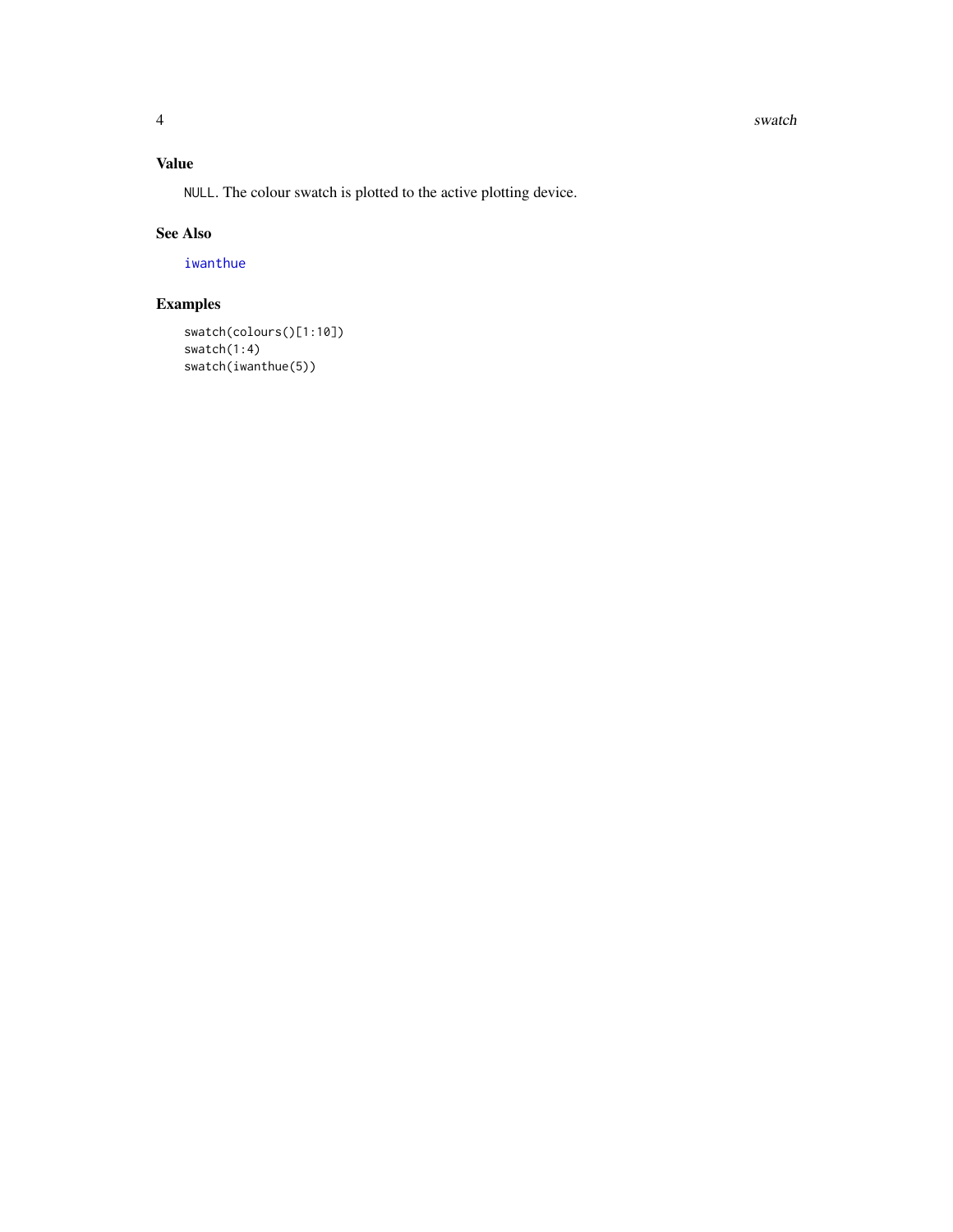## Value

`NULL`. The colour swatch is plotted to the active plotting device.

## See Also

`iwanthue`

## Examples

```
swatch(colours()[1:10])
swatch(1:4)
swatch(iwanthue(5))
```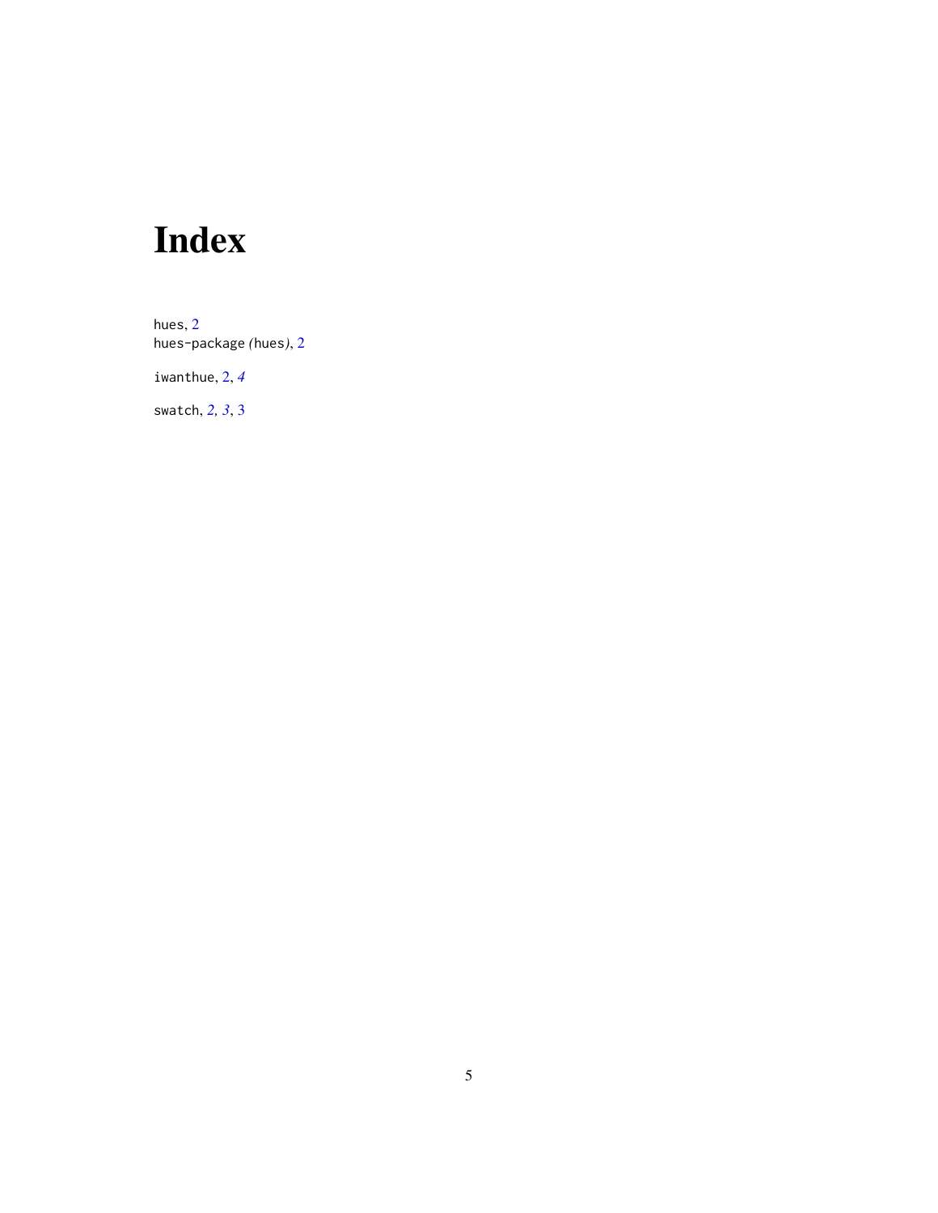# Index

hues, 2
hues-package (hues), 2

iwanthue, 2, *4*

swatch, *2, 3*, 3